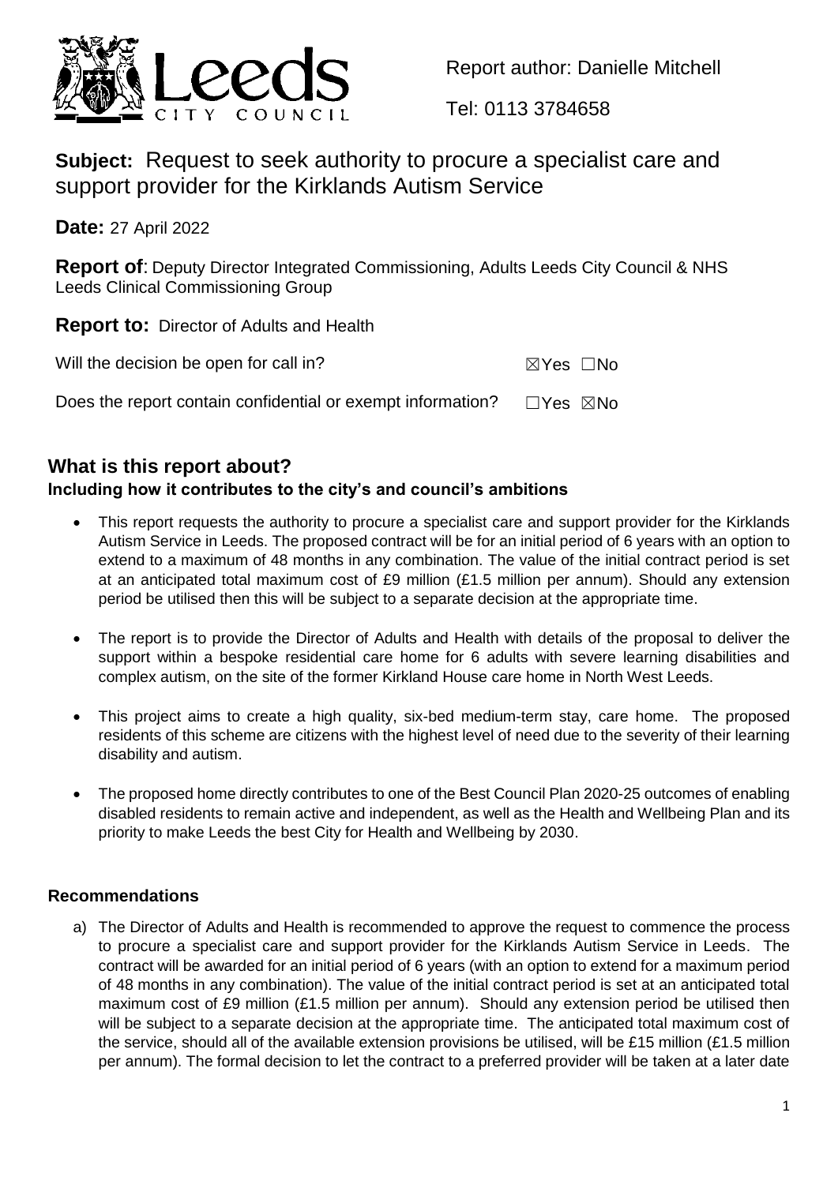Report author: Danielle Mitchell

Tel: 0113 3784658

## **Subject:** Request to seek authority to procure a specialist care and support provider for the Kirklands Autism Service

**Date:** 27 April 2022

**Report of**: Deputy Director Integrated Commissioning, Adults Leeds City Council & NHS Leeds Clinical Commissioning Group

**Report to:** Director of Adults and Health

Will the decision be open for call in? ☒Yes ☐No

Does the report contain confidential or exempt information? ☐Yes ☒No

## What is this report about?

### Including how it contributes to the city's and council's ambitions

- This report requests the authority to procure a specialist care and support provider for the Kirklands Autism Service in Leeds. The proposed contract will be for an initial period of 6 years with an option to extend to a maximum of 48 months in any combination. The value of the initial contract period is set at an anticipated total maximum cost of £9 million (£1.5 million per annum). Should any extension period be utilised then this will be subject to a separate decision at the appropriate time.
- The report is to provide the Director of Adults and Health with details of the proposal to deliver the support within a bespoke residential care home for 6 adults with severe learning disabilities and complex autism, on the site of the former Kirkland House care home in North West Leeds.
- This project aims to create a high quality, six-bed medium-term stay, care home. The proposed residents of this scheme are citizens with the highest level of need due to the severity of their learning disability and autism.
- The proposed home directly contributes to one of the Best Council Plan 2020-25 outcomes of enabling disabled residents to remain active and independent, as well as the Health and Wellbeing Plan and its priority to make Leeds the best City for Health and Wellbeing by 2030.

### Recommendations

a) The Director of Adults and Health is recommended to approve the request to commence the process to procure a specialist care and support provider for the Kirklands Autism Service in Leeds. The contract will be awarded for an initial period of 6 years (with an option to extend for a maximum period of 48 months in any combination). The value of the initial contract period is set at an anticipated total maximum cost of £9 million (£1.5 million per annum). Should any extension period be utilised then will be subject to a separate decision at the appropriate time. The anticipated total maximum cost of the service, should all of the available extension provisions be utilised, will be £15 million (£1.5 million per annum). The formal decision to let the contract to a preferred provider will be taken at a later date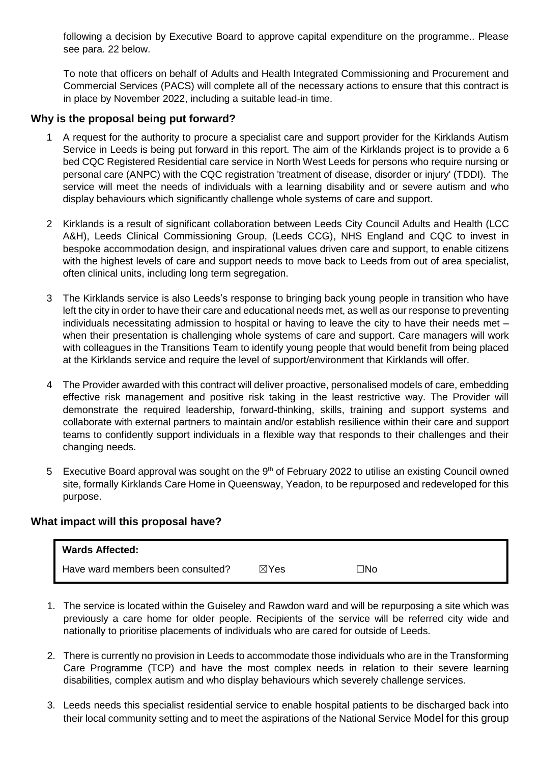following a decision by Executive Board to approve capital expenditure on the programme.. Please see para. 22 below.

To note that officers on behalf of Adults and Health Integrated Commissioning and Procurement and Commercial Services (PACS) will complete all of the necessary actions to ensure that this contract is in place by November 2022, including a suitable lead-in time.

## Why is the proposal being put forward?

1 A request for the authority to procure a specialist care and support provider for the Kirklands Autism Service in Leeds is being put forward in this report. The aim of the Kirklands project is to provide a 6 bed CQC Registered Residential care service in North West Leeds for persons who require nursing or personal care (ANPC) with the CQC registration 'treatment of disease, disorder or injury' (TDDI). The service will meet the needs of individuals with a learning disability and or severe autism and who display behaviours which significantly challenge whole systems of care and support.

2 Kirklands is a result of significant collaboration between Leeds City Council Adults and Health (LCC A&H), Leeds Clinical Commissioning Group, (Leeds CCG), NHS England and CQC to invest in bespoke accommodation design, and inspirational values driven care and support, to enable citizens with the highest levels of care and support needs to move back to Leeds from out of area specialist, often clinical units, including long term segregation.

3 The Kirklands service is also Leeds's response to bringing back young people in transition who have left the city in order to have their care and educational needs met, as well as our response to preventing individuals necessitating admission to hospital or having to leave the city to have their needs met – when their presentation is challenging whole systems of care and support. Care managers will work with colleagues in the Transitions Team to identify young people that would benefit from being placed at the Kirklands service and require the level of support/environment that Kirklands will offer.

4 The Provider awarded with this contract will deliver proactive, personalised models of care, embedding effective risk management and positive risk taking in the least restrictive way. The Provider will demonstrate the required leadership, forward-thinking, skills, training and support systems and collaborate with external partners to maintain and/or establish resilience within their care and support teams to confidently support individuals in a flexible way that responds to their challenges and their changing needs.

5 Executive Board approval was sought on the 9th of February 2022 to utilise an existing Council owned site, formally Kirklands Care Home in Queensway, Yeadon, to be repurposed and redeveloped for this purpose.

## What impact will this proposal have?

| **Wards Affected:** | | |
|---|---|---|
| Have ward members been consulted? | ☒Yes | ☐No |

1. The service is located within the Guiseley and Rawdon ward and will be repurposing a site which was previously a care home for older people. Recipients of the service will be referred city wide and nationally to prioritise placements of individuals who are cared for outside of Leeds.

2. There is currently no provision in Leeds to accommodate those individuals who are in the Transforming Care Programme (TCP) and have the most complex needs in relation to their severe learning disabilities, complex autism and who display behaviours which severely challenge services.

3. Leeds needs this specialist residential service to enable hospital patients to be discharged back into their local community setting and to meet the aspirations of the National Service Model for this group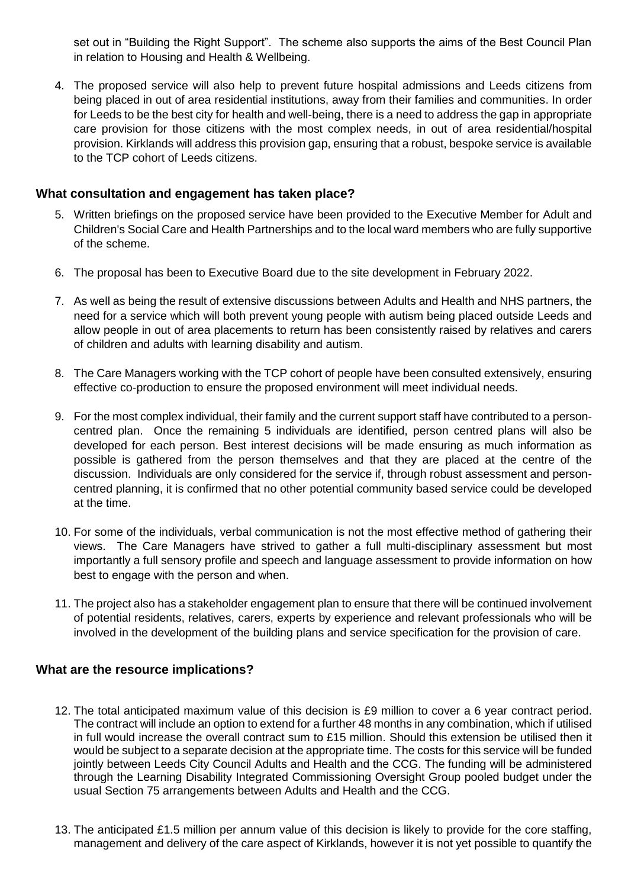set out in "Building the Right Support". The scheme also supports the aims of the Best Council Plan in relation to Housing and Health & Wellbeing.

4. The proposed service will also help to prevent future hospital admissions and Leeds citizens from being placed in out of area residential institutions, away from their families and communities. In order for Leeds to be the best city for health and well-being, there is a need to address the gap in appropriate care provision for those citizens with the most complex needs, in out of area residential/hospital provision. Kirklands will address this provision gap, ensuring that a robust, bespoke service is available to the TCP cohort of Leeds citizens.

## What consultation and engagement has taken place?

5. Written briefings on the proposed service have been provided to the Executive Member for Adult and Children's Social Care and Health Partnerships and to the local ward members who are fully supportive of the scheme.

6. The proposal has been to Executive Board due to the site development in February 2022.

7. As well as being the result of extensive discussions between Adults and Health and NHS partners, the need for a service which will both prevent young people with autism being placed outside Leeds and allow people in out of area placements to return has been consistently raised by relatives and carers of children and adults with learning disability and autism.

8. The Care Managers working with the TCP cohort of people have been consulted extensively, ensuring effective co-production to ensure the proposed environment will meet individual needs.

9. For the most complex individual, their family and the current support staff have contributed to a person-centred plan. Once the remaining 5 individuals are identified, person centred plans will also be developed for each person. Best interest decisions will be made ensuring as much information as possible is gathered from the person themselves and that they are placed at the centre of the discussion. Individuals are only considered for the service if, through robust assessment and person-centred planning, it is confirmed that no other potential community based service could be developed at the time.

10. For some of the individuals, verbal communication is not the most effective method of gathering their views. The Care Managers have strived to gather a full multi-disciplinary assessment but most importantly a full sensory profile and speech and language assessment to provide information on how best to engage with the person and when.

11. The project also has a stakeholder engagement plan to ensure that there will be continued involvement of potential residents, relatives, carers, experts by experience and relevant professionals who will be involved in the development of the building plans and service specification for the provision of care.

## What are the resource implications?

12. The total anticipated maximum value of this decision is £9 million to cover a 6 year contract period. The contract will include an option to extend for a further 48 months in any combination, which if utilised in full would increase the overall contract sum to £15 million. Should this extension be utilised then it would be subject to a separate decision at the appropriate time. The costs for this service will be funded jointly between Leeds City Council Adults and Health and the CCG. The funding will be administered through the Learning Disability Integrated Commissioning Oversight Group pooled budget under the usual Section 75 arrangements between Adults and Health and the CCG.

13. The anticipated £1.5 million per annum value of this decision is likely to provide for the core staffing, management and delivery of the care aspect of Kirklands, however it is not yet possible to quantify the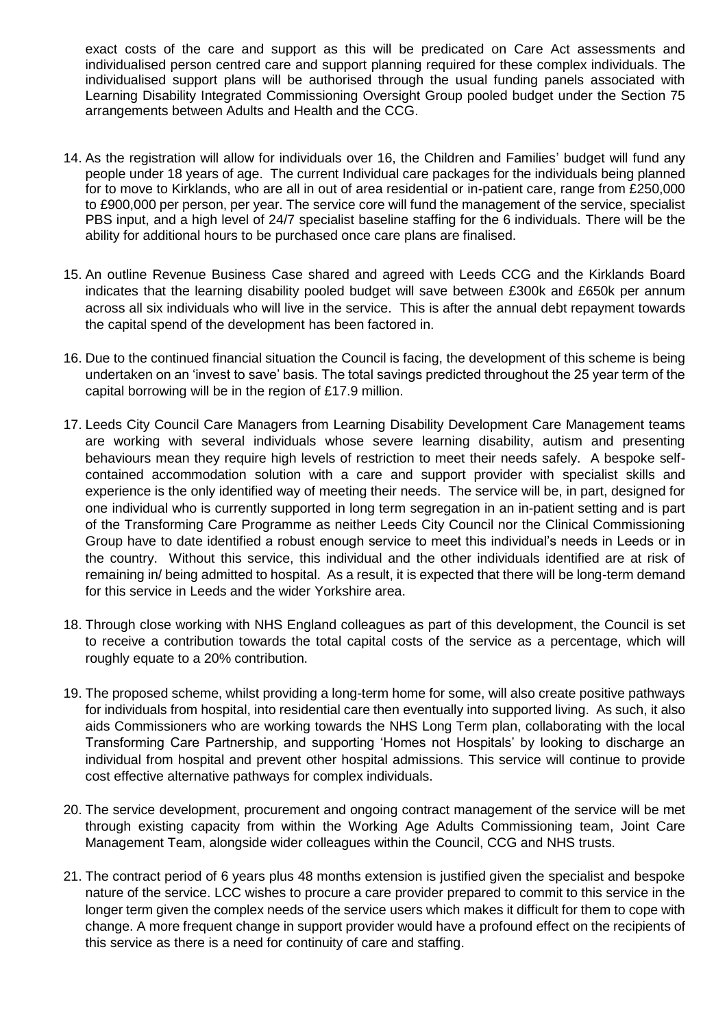exact costs of the care and support as this will be predicated on Care Act assessments and individualised person centred care and support planning required for these complex individuals. The individualised support plans will be authorised through the usual funding panels associated with Learning Disability Integrated Commissioning Oversight Group pooled budget under the Section 75 arrangements between Adults and Health and the CCG.

14. As the registration will allow for individuals over 16, the Children and Families' budget will fund any people under 18 years of age. The current Individual care packages for the individuals being planned for to move to Kirklands, who are all in out of area residential or in-patient care, range from £250,000 to £900,000 per person, per year. The service core will fund the management of the service, specialist PBS input, and a high level of 24/7 specialist baseline staffing for the 6 individuals. There will be the ability for additional hours to be purchased once care plans are finalised.

15. An outline Revenue Business Case shared and agreed with Leeds CCG and the Kirklands Board indicates that the learning disability pooled budget will save between £300k and £650k per annum across all six individuals who will live in the service. This is after the annual debt repayment towards the capital spend of the development has been factored in.

16. Due to the continued financial situation the Council is facing, the development of this scheme is being undertaken on an 'invest to save' basis. The total savings predicted throughout the 25 year term of the capital borrowing will be in the region of £17.9 million.

17. Leeds City Council Care Managers from Learning Disability Development Care Management teams are working with several individuals whose severe learning disability, autism and presenting behaviours mean they require high levels of restriction to meet their needs safely. A bespoke self-contained accommodation solution with a care and support provider with specialist skills and experience is the only identified way of meeting their needs. The service will be, in part, designed for one individual who is currently supported in long term segregation in an in-patient setting and is part of the Transforming Care Programme as neither Leeds City Council nor the Clinical Commissioning Group have to date identified a robust enough service to meet this individual's needs in Leeds or in the country. Without this service, this individual and the other individuals identified are at risk of remaining in/ being admitted to hospital. As a result, it is expected that there will be long-term demand for this service in Leeds and the wider Yorkshire area.

18. Through close working with NHS England colleagues as part of this development, the Council is set to receive a contribution towards the total capital costs of the service as a percentage, which will roughly equate to a 20% contribution.

19. The proposed scheme, whilst providing a long-term home for some, will also create positive pathways for individuals from hospital, into residential care then eventually into supported living. As such, it also aids Commissioners who are working towards the NHS Long Term plan, collaborating with the local Transforming Care Partnership, and supporting 'Homes not Hospitals' by looking to discharge an individual from hospital and prevent other hospital admissions. This service will continue to provide cost effective alternative pathways for complex individuals.

20. The service development, procurement and ongoing contract management of the service will be met through existing capacity from within the Working Age Adults Commissioning team, Joint Care Management Team, alongside wider colleagues within the Council, CCG and NHS trusts.

21. The contract period of 6 years plus 48 months extension is justified given the specialist and bespoke nature of the service. LCC wishes to procure a care provider prepared to commit to this service in the longer term given the complex needs of the service users which makes it difficult for them to cope with change. A more frequent change in support provider would have a profound effect on the recipients of this service as there is a need for continuity of care and staffing.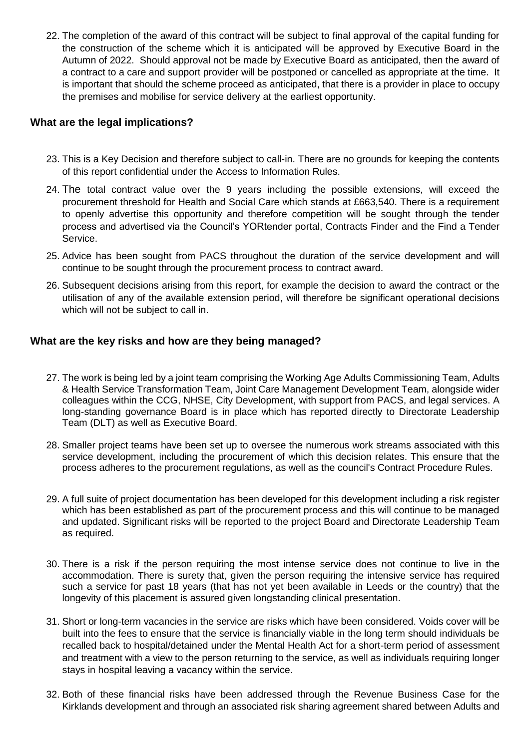22. The completion of the award of this contract will be subject to final approval of the capital funding for the construction of the scheme which it is anticipated will be approved by Executive Board in the Autumn of 2022. Should approval not be made by Executive Board as anticipated, then the award of a contract to a care and support provider will be postponed or cancelled as appropriate at the time. It is important that should the scheme proceed as anticipated, that there is a provider in place to occupy the premises and mobilise for service delivery at the earliest opportunity.

## What are the legal implications?

23. This is a Key Decision and therefore subject to call-in. There are no grounds for keeping the contents of this report confidential under the Access to Information Rules.
24. The total contract value over the 9 years including the possible extensions, will exceed the procurement threshold for Health and Social Care which stands at £663,540. There is a requirement to openly advertise this opportunity and therefore competition will be sought through the tender process and advertised via the Council's YORtender portal, Contracts Finder and the Find a Tender Service.
25. Advice has been sought from PACS throughout the duration of the service development and will continue to be sought through the procurement process to contract award.
26. Subsequent decisions arising from this report, for example the decision to award the contract or the utilisation of any of the available extension period, will therefore be significant operational decisions which will not be subject to call in.

## What are the key risks and how are they being managed?

27. The work is being led by a joint team comprising the Working Age Adults Commissioning Team, Adults & Health Service Transformation Team, Joint Care Management Development Team, alongside wider colleagues within the CCG, NHSE, City Development, with support from PACS, and legal services. A long-standing governance Board is in place which has reported directly to Directorate Leadership Team (DLT) as well as Executive Board.
28. Smaller project teams have been set up to oversee the numerous work streams associated with this service development, including the procurement of which this decision relates. This ensure that the process adheres to the procurement regulations, as well as the council's Contract Procedure Rules.
29. A full suite of project documentation has been developed for this development including a risk register which has been established as part of the procurement process and this will continue to be managed and updated. Significant risks will be reported to the project Board and Directorate Leadership Team as required.
30. There is a risk if the person requiring the most intense service does not continue to live in the accommodation. There is surety that, given the person requiring the intensive service has required such a service for past 18 years (that has not yet been available in Leeds or the country) that the longevity of this placement is assured given longstanding clinical presentation.
31. Short or long-term vacancies in the service are risks which have been considered. Voids cover will be built into the fees to ensure that the service is financially viable in the long term should individuals be recalled back to hospital/detained under the Mental Health Act for a short-term period of assessment and treatment with a view to the person returning to the service, as well as individuals requiring longer stays in hospital leaving a vacancy within the service.
32. Both of these financial risks have been addressed through the Revenue Business Case for the Kirklands development and through an associated risk sharing agreement shared between Adults and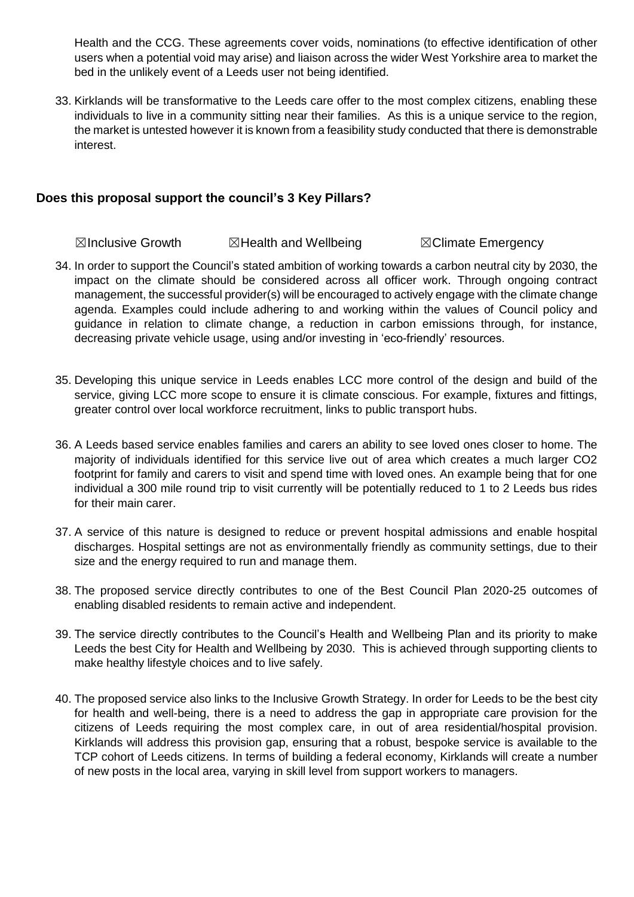Health and the CCG. These agreements cover voids, nominations (to effective identification of other users when a potential void may arise) and liaison across the wider West Yorkshire area to market the bed in the unlikely event of a Leeds user not being identified.

33. Kirklands will be transformative to the Leeds care offer to the most complex citizens, enabling these individuals to live in a community sitting near their families. As this is a unique service to the region, the market is untested however it is known from a feasibility study conducted that there is demonstrable interest.

## Does this proposal support the council's 3 Key Pillars?

☒Inclusive Growth ☒Health and Wellbeing ☒Climate Emergency

34. In order to support the Council's stated ambition of working towards a carbon neutral city by 2030, the impact on the climate should be considered across all officer work. Through ongoing contract management, the successful provider(s) will be encouraged to actively engage with the climate change agenda. Examples could include adhering to and working within the values of Council policy and guidance in relation to climate change, a reduction in carbon emissions through, for instance, decreasing private vehicle usage, using and/or investing in 'eco-friendly' resources.

35. Developing this unique service in Leeds enables LCC more control of the design and build of the service, giving LCC more scope to ensure it is climate conscious. For example, fixtures and fittings, greater control over local workforce recruitment, links to public transport hubs.

36. A Leeds based service enables families and carers an ability to see loved ones closer to home. The majority of individuals identified for this service live out of area which creates a much larger $CO_2$ footprint for family and carers to visit and spend time with loved ones. An example being that for one individual a 300 mile round trip to visit currently will be potentially reduced to 1 to 2 Leeds bus rides for their main carer.

37. A service of this nature is designed to reduce or prevent hospital admissions and enable hospital discharges. Hospital settings are not as environmentally friendly as community settings, due to their size and the energy required to run and manage them.

38. The proposed service directly contributes to one of the Best Council Plan 2020-25 outcomes of enabling disabled residents to remain active and independent.

39. The service directly contributes to the Council's Health and Wellbeing Plan and its priority to make Leeds the best City for Health and Wellbeing by 2030. This is achieved through supporting clients to make healthy lifestyle choices and to live safely.

40. The proposed service also links to the Inclusive Growth Strategy. In order for Leeds to be the best city for health and well-being, there is a need to address the gap in appropriate care provision for the citizens of Leeds requiring the most complex care, in out of area residential/hospital provision. Kirklands will address this provision gap, ensuring that a robust, bespoke service is available to the TCP cohort of Leeds citizens. In terms of building a federal economy, Kirklands will create a number of new posts in the local area, varying in skill level from support workers to managers.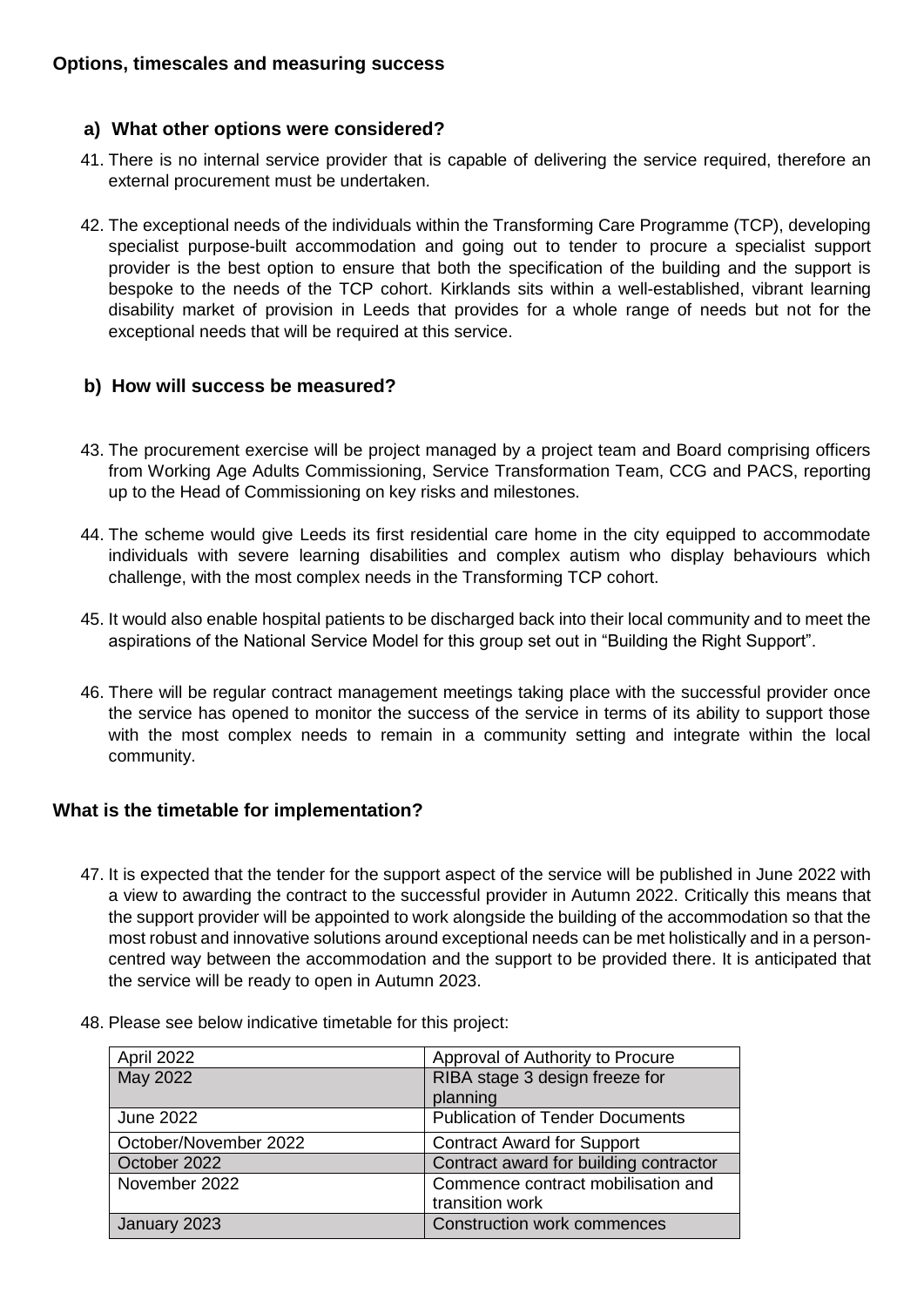## Options, timescales and measuring success

### a) What other options were considered?

41. There is no internal service provider that is capable of delivering the service required, therefore an external procurement must be undertaken.

42. The exceptional needs of the individuals within the Transforming Care Programme (TCP), developing specialist purpose-built accommodation and going out to tender to procure a specialist support provider is the best option to ensure that both the specification of the building and the support is bespoke to the needs of the TCP cohort. Kirklands sits within a well-established, vibrant learning disability market of provision in Leeds that provides for a whole range of needs but not for the exceptional needs that will be required at this service.

### b) How will success be measured?

43. The procurement exercise will be project managed by a project team and Board comprising officers from Working Age Adults Commissioning, Service Transformation Team, CCG and PACS, reporting up to the Head of Commissioning on key risks and milestones.

44. The scheme would give Leeds its first residential care home in the city equipped to accommodate individuals with severe learning disabilities and complex autism who display behaviours which challenge, with the most complex needs in the Transforming TCP cohort.

45. It would also enable hospital patients to be discharged back into their local community and to meet the aspirations of the National Service Model for this group set out in "Building the Right Support".

46. There will be regular contract management meetings taking place with the successful provider once the service has opened to monitor the success of the service in terms of its ability to support those with the most complex needs to remain in a community setting and integrate within the local community.

## What is the timetable for implementation?

47. It is expected that the tender for the support aspect of the service will be published in June 2022 with a view to awarding the contract to the successful provider in Autumn 2022. Critically this means that the support provider will be appointed to work alongside the building of the accommodation so that the most robust and innovative solutions around exceptional needs can be met holistically and in a person-centred way between the accommodation and the support to be provided there. It is anticipated that the service will be ready to open in Autumn 2023.

48. Please see below indicative timetable for this project:

| | |
|---|---|
| April 2022 | Approval of Authority to Procure |
| May 2022 | RIBA stage 3 design freeze for planning |
| June 2022 | Publication of Tender Documents |
| October/November 2022 | Contract Award for Support |
| October 2022 | Contract award for building contractor |
| November 2022 | Commence contract mobilisation and transition work |
| January 2023 | Construction work commences |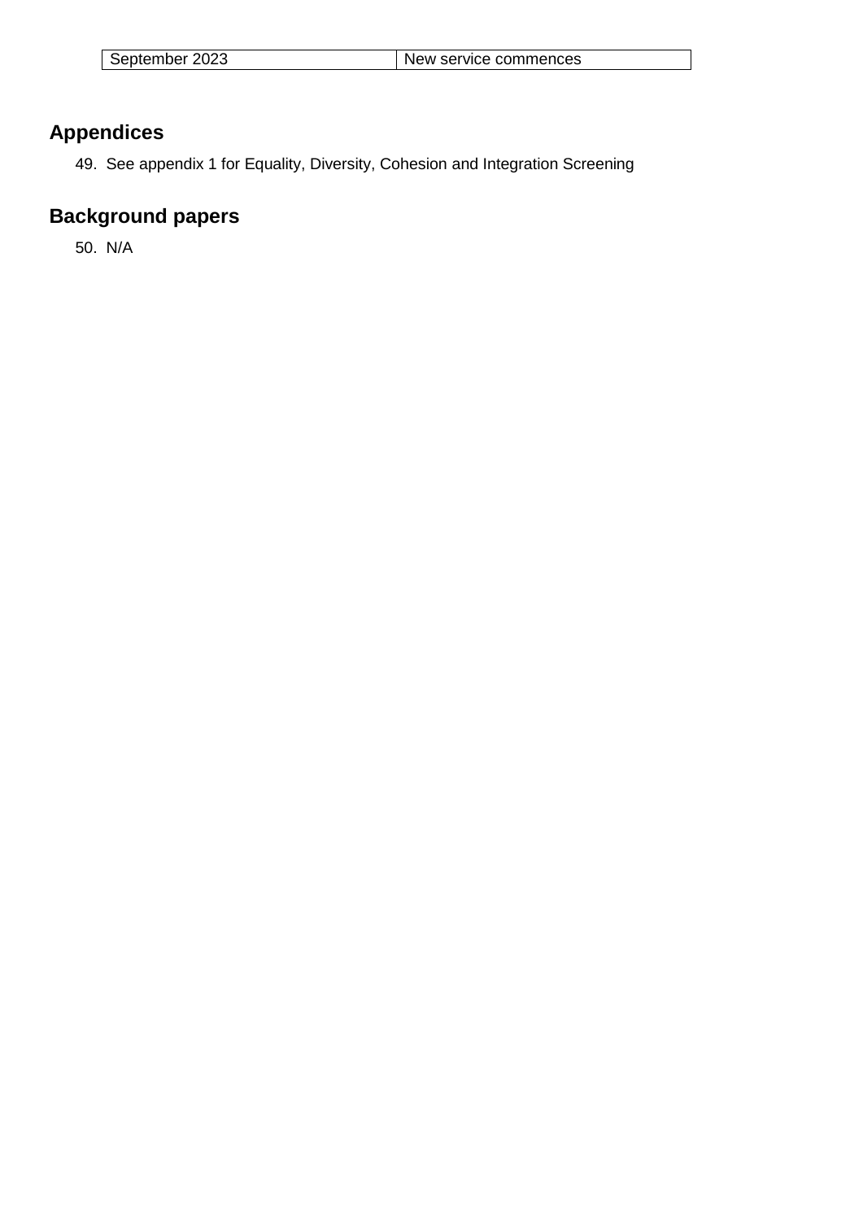| | |
|---|---|
| September 2023 | New service commences |

## Appendices

49. See appendix 1 for Equality, Diversity, Cohesion and Integration Screening

## Background papers

50. N/A